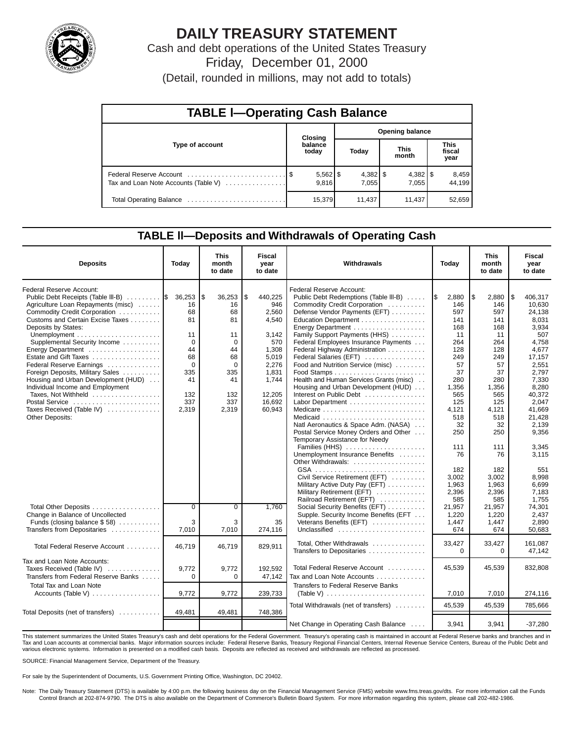# DAILY TREASURY STATEMENT

Cash and debt operations of the United States Treasury

Friday, December 01, 2000

(Detail, rounded in millions, may not add to totals)

## TABLE I—Operating Cash Balance

| Type of account | Closing balance today | Opening balance Today | Opening balance This month | Opening balance This fiscal year |
|---|---|---|---|---|
| Federal Reserve Account | $ 5,562 | $ 4,382 | $ 4,382 | $ 8,459 |
| Tax and Loan Note Accounts (Table V) | 9,816 | 7,055 | 7,055 | 44,199 |
| Total Operating Balance | 15,379 | 11,437 | 11,437 | 52,659 |

## TABLE II—Deposits and Withdrawals of Operating Cash

| Deposits | Today | This month to date | Fiscal year to date |
|---|---|---|---|
| Federal Reserve Account: | | | |
| Public Debt Receipts (Table III-B) | $ 36,253 | $ 36,253 | $ 440,225 |
| Agriculture Loan Repayments (misc) | 16 | 16 | 946 |
| Commodity Credit Corporation | 68 | 68 | 2,560 |
| Customs and Certain Excise Taxes | 81 | 81 | 4,540 |
| Deposits by States: | | | |
| Unemployment | 11 | 11 | 3,142 |
| Supplemental Security Income | 0 | 0 | 570 |
| Energy Department | 44 | 44 | 1,308 |
| Estate and Gift Taxes | 68 | 68 | 5,019 |
| Federal Reserve Earnings | 0 | 0 | 2,276 |
| Foreign Deposits, Military Sales | 335 | 335 | 1,831 |
| Housing and Urban Development (HUD) | 41 | 41 | 1,744 |
| Individual Income and Employment Taxes, Not Withheld | 132 | 132 | 12,205 |
| Postal Service | 337 | 337 | 16,692 |
| Taxes Received (Table IV) | 2,319 | 2,319 | 60,943 |
| Other Deposits: | | | |
| Total Other Deposits | 0 | 0 | 1,760 |
| Change in Balance of Uncollected Funds (closing balance $ 58) | 3 | 3 | 35 |
| Transfers from Depositaries | 7,010 | 7,010 | 274,116 |
| Total Federal Reserve Account | 46,719 | 46,719 | 829,911 |
| Tax and Loan Note Accounts: | | | |
| Taxes Received (Table IV) | 9,772 | 9,772 | 192,592 |
| Transfers from Federal Reserve Banks | 0 | 0 | 47,142 |
| Total Tax and Loan Note Accounts (Table V) | 9,772 | 9,772 | 239,733 |
| Total Deposits (net of transfers) | 49,481 | 49,481 | 748,386 |

| Withdrawals | Today | This month to date | Fiscal year to date |
|---|---|---|---|
| Federal Reserve Account: | | | |
| Public Debt Redemptions (Table III-B) | $ 2,880 | $ 2,880 | $ 406,317 |
| Commodity Credit Corporation | 146 | 146 | 10,630 |
| Defense Vendor Payments (EFT) | 597 | 597 | 24,138 |
| Education Department | 141 | 141 | 8,031 |
| Energy Department | 168 | 168 | 3,934 |
| Family Support Payments (HHS) | 11 | 11 | 507 |
| Federal Employees Insurance Payments | 264 | 264 | 4,758 |
| Federal Highway Administration | 128 | 128 | 4,677 |
| Federal Salaries (EFT) | 249 | 249 | 17,157 |
| Food and Nutrition Service (misc) | 57 | 57 | 2,551 |
| Food Stamps | 37 | 37 | 2,797 |
| Health and Human Services Grants (misc) | 280 | 280 | 7,330 |
| Housing and Urban Development (HUD) | 1,356 | 1,356 | 8,280 |
| Interest on Public Debt | 565 | 565 | 40,372 |
| Labor Department | 125 | 125 | 2,047 |
| Medicare | 4,121 | 4,121 | 41,669 |
| Medicaid | 518 | 518 | 21,428 |
| Natl Aeronautics & Space Adm. (NASA) | 32 | 32 | 2,139 |
| Postal Service Money Orders and Other | 250 | 250 | 9,356 |
| Temporary Assistance for Needy Families (HHS) | 111 | 111 | 3,345 |
| Unemployment Insurance Benefits | 76 | 76 | 3,115 |
| Other Withdrawals: | | | |
| GSA | 182 | 182 | 551 |
| Civil Service Retirement (EFT) | 3,002 | 3,002 | 8,998 |
| Military Active Duty Pay (EFT) | 1,963 | 1,963 | 6,699 |
| Military Retirement (EFT) | 2,396 | 2,396 | 7,183 |
| Railroad Retirement (EFT) | 585 | 585 | 1,755 |
| Social Security Benefits (EFT) | 21,957 | 21,957 | 74,301 |
| Supple. Security Income Benefits (EFT | 1,220 | 1,220 | 2,437 |
| Veterans Benefits (EFT) | 1,447 | 1,447 | 2,890 |
| Unclassified | 674 | 674 | 50,683 |
| Total, Other Withdrawals | 33,427 | 33,427 | 161,087 |
| Transfers to Depositaries | 0 | 0 | 47,142 |
| Total Federal Reserve Account | 45,539 | 45,539 | 832,808 |
| Tax and Loan Note Accounts | | | |
| Transfers to Federal Reserve Banks (Table V) | 7,010 | 7,010 | 274,116 |
| Total Withdrawals (net of transfers) | 45,539 | 45,539 | 785,666 |
| Net Change in Operating Cash Balance | 3,941 | 3,941 | -37,280 |

This statement summarizes the United States Treasury's cash and debt operations for the Federal Government. Treasury's operating cash is maintained in account at Federal Reserve banks and branches and in Tax and Loan accounts at commercial banks. Major information sources include: Federal Reserve Banks, Treasury Regional Financial Centers, Internal Revenue Service Centers, Bureau of the Public Debt and various electronic systems. Information is presented on a modified cash basis. Deposits are reflected as received and withdrawals are reflected as processed.

SOURCE: Financial Management Service, Department of the Treasury.

For sale by the Superintendent of Documents, U.S. Government Printing Office, Washington, DC 20402.

Note: The Daily Treasury Statement (DTS) is available by 4:00 p.m. the following business day on the Financial Management Service (FMS) website www.fms.treas.gov/dts. For more information call the Funds Control Branch at 202-874-9790. The DTS is also available on the Department of Commerce's Bulletin Board System. For more information regarding this system, please call 202-482-1986.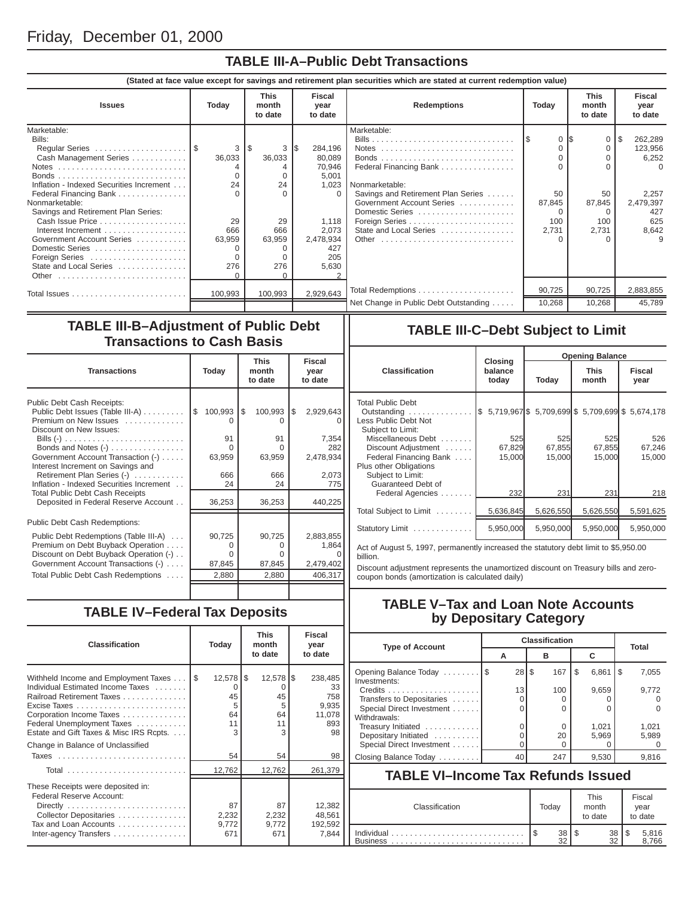Friday, December 01, 2000

## TABLE III-A–Public Debt Transactions

(Stated at face value except for savings and retirement plan securities which are stated at current redemption value)

| Issues | Today | This month to date | Fiscal year to date |
|---|---|---|---|
| Marketable: | | | |
| Bills: | | | |
| Regular Series | $ 3 | $ 3 | $ 284,196 |
| Cash Management Series | 36,033 | 36,033 | 80,089 |
| Notes | 4 | 4 | 70,946 |
| Bonds | 0 | 0 | 5,001 |
| Inflation - Indexed Securities Increment | 24 | 24 | 1,023 |
| Federal Financing Bank | 0 | 0 | 0 |
| Nonmarketable: | | | |
| Savings and Retirement Plan Series: | | | |
| Cash Issue Price | 29 | 29 | 1,118 |
| Interest Increment | 666 | 666 | 2,073 |
| Government Account Series | 63,959 | 63,959 | 2,478,934 |
| Domestic Series | 0 | 0 | 427 |
| Foreign Series | 0 | 0 | 205 |
| State and Local Series | 276 | 276 | 5,630 |
| Other | 0 | 0 | 2 |
| Total Issues | 100,993 | 100,993 | 2,929,643 |

| Redemptions | Today | This month to date | Fiscal year to date |
|---|---|---|---|
| Marketable: | | | |
| Bills | $ 0 | $ 0 | $ 262,289 |
| Notes | 0 | 0 | 123,956 |
| Bonds | 0 | 0 | 6,252 |
| Federal Financing Bank | 0 | 0 | 0 |
| Nonmarketable: | | | |
| Savings and Retirement Plan Series | 50 | 50 | 2,257 |
| Government Account Series | 87,845 | 87,845 | 2,479,397 |
| Domestic Series | 0 | 0 | 427 |
| Foreign Series | 100 | 100 | 625 |
| State and Local Series | 2,731 | 2,731 | 8,642 |
| Other | 0 | 0 | 9 |
| Total Redemptions | 90,725 | 90,725 | 2,883,855 |
| Net Change in Public Debt Outstanding | 10,268 | 10,268 | 45,789 |

## TABLE III-B–Adjustment of Public Debt Transactions to Cash Basis

| Transactions | Today | This month to date | Fiscal year to date |
|---|---|---|---|
| Public Debt Cash Receipts: | | | |
| Public Debt Issues (Table III-A) | $ 100,993 | $ 100,993 | $ 2,929,643 |
| Premium on New Issues | 0 | 0 | 0 |
| Discount on New Issues: | | | |
| Bills (-) | 91 | 91 | 7,354 |
| Bonds and Notes (-) | 0 | 0 | 282 |
| Government Account Transaction (-) | 63,959 | 63,959 | 2,478,934 |
| Interest Increment on Savings and Retirement Plan Series (-) | 666 | 666 | 2,073 |
| Inflation - Indexed Securities Increment | 24 | 24 | 775 |
| Total Public Debt Cash Receipts Deposited in Federal Reserve Account | 36,253 | 36,253 | 440,225 |
| Public Debt Cash Redemptions: | | | |
| Public Debt Redemptions (Table III-A) | 90,725 | 90,725 | 2,883,855 |
| Premium on Debt Buyback Operation | 0 | 0 | 1,864 |
| Discount on Debt Buyback Operation (-) | 0 | 0 | 0 |
| Government Account Transactions (-) | 87,845 | 87,845 | 2,479,402 |
| Total Public Debt Cash Redemptions | 2,880 | 2,880 | 406,317 |

## TABLE III-C–Debt Subject to Limit

| Classification | Closing balance today | Opening Balance | | |
|---|---|---|---|---|
| | | Today | This month | Fiscal year |
| Total Public Debt Outstanding | $ 5,719,967 | $ 5,709,699 | $ 5,709,699 | $ 5,674,178 |
| Less Public Debt Not Subject to Limit: | | | | |
| Miscellaneous Debt | 525 | 525 | 525 | 526 |
| Discount Adjustment | 67,829 | 67,855 | 67,855 | 67,246 |
| Federal Financing Bank | 15,000 | 15,000 | 15,000 | 15,000 |
| Plus other Obligations Subject to Limit: | | | | |
| Guaranteed Debt of Federal Agencies | 232 | 231 | 231 | 218 |
| Total Subject to Limit | 5,636,845 | 5,626,550 | 5,626,550 | 5,591,625 |
| Statutory Limit | 5,950,000 | 5,950,000 | 5,950,000 | 5,950,000 |

Act of August 5, 1997, permanently increased the statutory debt limit to $5,950.00 billion.

Discount adjustment represents the unamortized discount on Treasury bills and zero-coupon bonds (amortization is calculated daily)

## TABLE IV–Federal Tax Deposits

| Classification | Today | This month to date | Fiscal year to date |
|---|---|---|---|
| Withheld Income and Employment Taxes | $ 12,578 | $ 12,578 | $ 238,485 |
| Individual Estimated Income Taxes | 0 | 0 | 33 |
| Railroad Retirement Taxes | 45 | 45 | 758 |
| Excise Taxes | 5 | 5 | 9,935 |
| Corporation Income Taxes | 64 | 64 | 11,078 |
| Federal Unemployment Taxes | 11 | 11 | 893 |
| Estate and Gift Taxes & Misc IRS Rcpts. | 3 | 3 | 98 |
| Change in Balance of Unclassified Taxes | 54 | 54 | 98 |
| Total | 12,762 | 12,762 | 261,379 |
| These Receipts were deposited in: | | | |
| Federal Reserve Account: | | | |
| Directly | 87 | 87 | 12,382 |
| Collector Depositaries | 2,232 | 2,232 | 48,561 |
| Tax and Loan Accounts | 9,772 | 9,772 | 192,592 |
| Inter-agency Transfers | 671 | 671 | 7,844 |

## TABLE V–Tax and Loan Note Accounts by Depositary Category

| Type of Account | Classification | | | Total |
|---|---|---|---|---|
| | A | B | C | |
| Opening Balance Today | $ 28 | $ 167 | $ 6,861 | $ 7,055 |
| Investments: | | | | |
| Credits | 13 | 100 | 9,659 | 9,772 |
| Transfers to Depositaries | 0 | 0 | 0 | 0 |
| Special Direct Investment | 0 | 0 | 0 | 0 |
| Withdrawals: | | | | |
| Treasury Initiated | 0 | 0 | 1,021 | 1,021 |
| Depositary Initiated | 0 | 20 | 5,969 | 5,989 |
| Special Direct Investment | 0 | 0 | 0 | 0 |
| Closing Balance Today | 40 | 247 | 9,530 | 9,816 |

## TABLE VI–Income Tax Refunds Issued

| Classification | Today | This month to date | Fiscal year to date |
|---|---|---|---|
| Individual | $ 38 | $ 38 | $ 5,816 |
| Business | 32 | 32 | 8,766 |